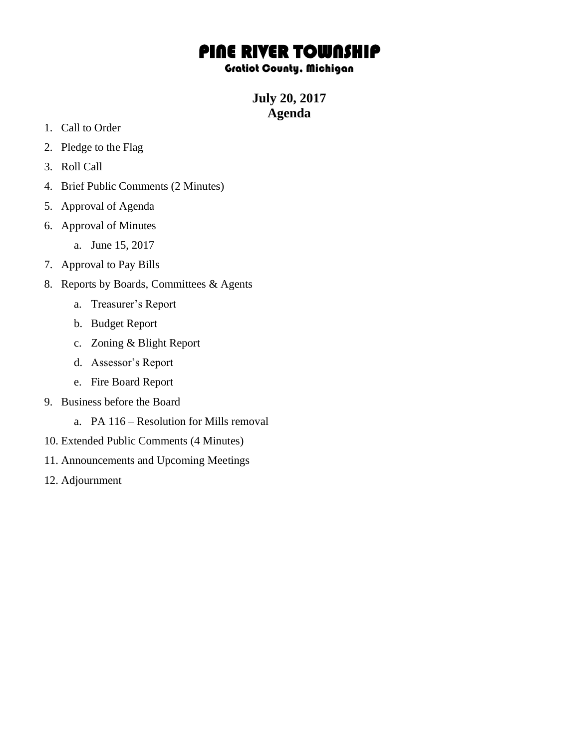# PINE RIVER TOWNSHIP

### Gratiot County, Michigan

## July 20, 2017
## Agenda

1. Call to Order
2. Pledge to the Flag
3. Roll Call
4. Brief Public Comments (2 Minutes)
5. Approval of Agenda
6. Approval of Minutes
   a. June 15, 2017
7. Approval to Pay Bills
8. Reports by Boards, Committees & Agents
   a. Treasurer's Report
   b. Budget Report
   c. Zoning & Blight Report
   d. Assessor's Report
   e. Fire Board Report
9. Business before the Board
   a. PA 116 – Resolution for Mills removal
10. Extended Public Comments (4 Minutes)
11. Announcements and Upcoming Meetings
12. Adjournment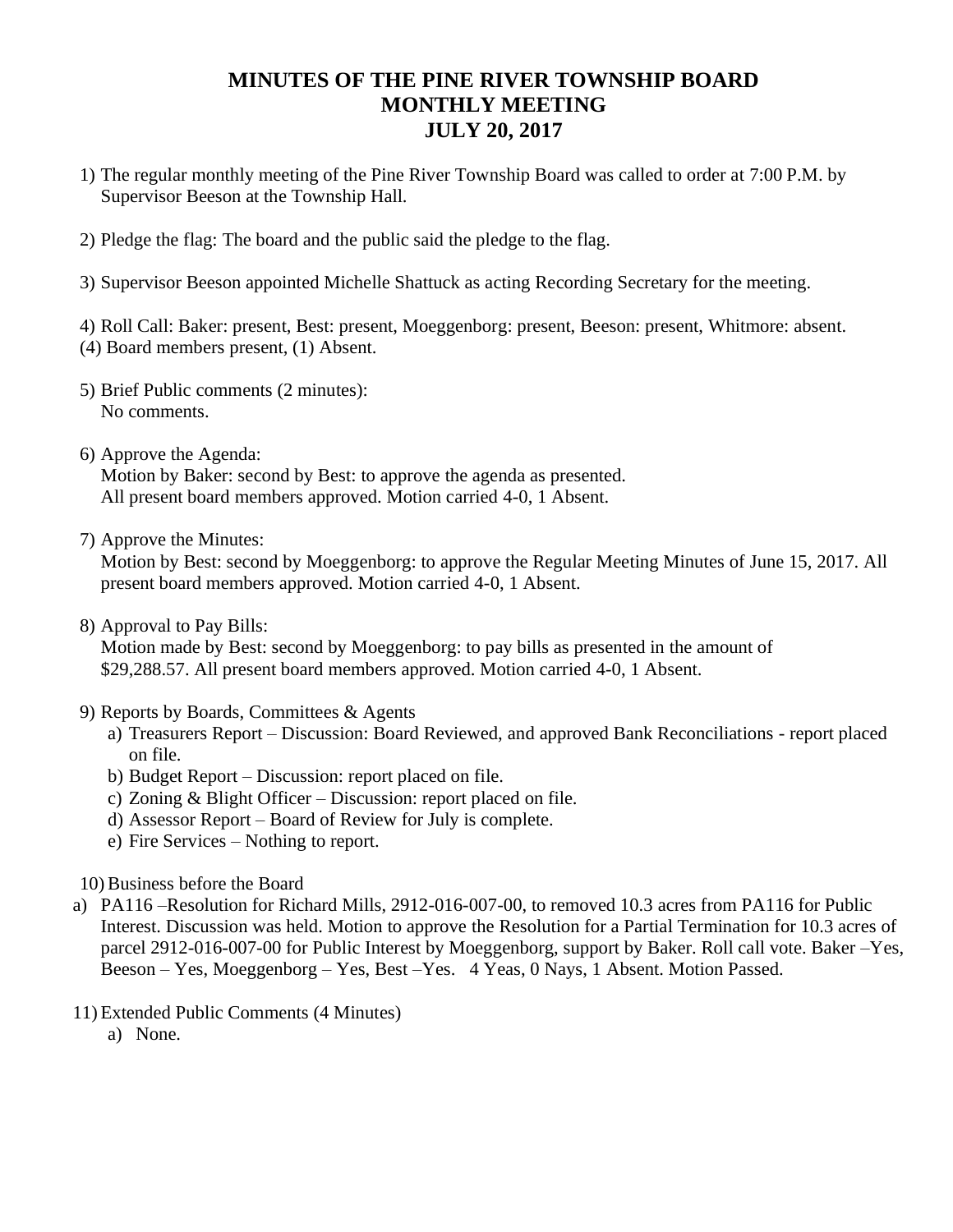# MINUTES OF THE PINE RIVER TOWNSHIP BOARD
# MONTHLY MEETING
# JULY 20, 2017

1) The regular monthly meeting of the Pine River Township Board was called to order at 7:00 P.M. by Supervisor Beeson at the Township Hall.

2) Pledge the flag: The board and the public said the pledge to the flag.

3) Supervisor Beeson appointed Michelle Shattuck as acting Recording Secretary for the meeting.

4) Roll Call: Baker: present, Best: present, Moeggenborg: present, Beeson: present, Whitmore: absent.
(4) Board members present, (1) Absent.

5) Brief Public comments (2 minutes):
   No comments.

6) Approve the Agenda:
   Motion by Baker: second by Best: to approve the agenda as presented.
   All present board members approved. Motion carried 4-0, 1 Absent.

7) Approve the Minutes:
   Motion by Best: second by Moeggenborg: to approve the Regular Meeting Minutes of June 15, 2017. All present board members approved. Motion carried 4-0, 1 Absent.

8) Approval to Pay Bills:
   Motion made by Best: second by Moeggenborg: to pay bills as presented in the amount of $29,288.57. All present board members approved. Motion carried 4-0, 1 Absent.

9) Reports by Boards, Committees & Agents
   a) Treasurers Report – Discussion: Board Reviewed, and approved Bank Reconciliations - report placed on file.
   b) Budget Report – Discussion: report placed on file.
   c) Zoning & Blight Officer – Discussion: report placed on file.
   d) Assessor Report – Board of Review for July is complete.
   e) Fire Services – Nothing to report.

10) Business before the Board

a) PA116 –Resolution for Richard Mills, 2912-016-007-00, to removed 10.3 acres from PA116 for Public Interest. Discussion was held. Motion to approve the Resolution for a Partial Termination for 10.3 acres of parcel 2912-016-007-00 for Public Interest by Moeggenborg, support by Baker. Roll call vote. Baker –Yes, Beeson – Yes, Moeggenborg – Yes, Best –Yes. 4 Yeas, 0 Nays, 1 Absent. Motion Passed.

11) Extended Public Comments (4 Minutes)
   a) None.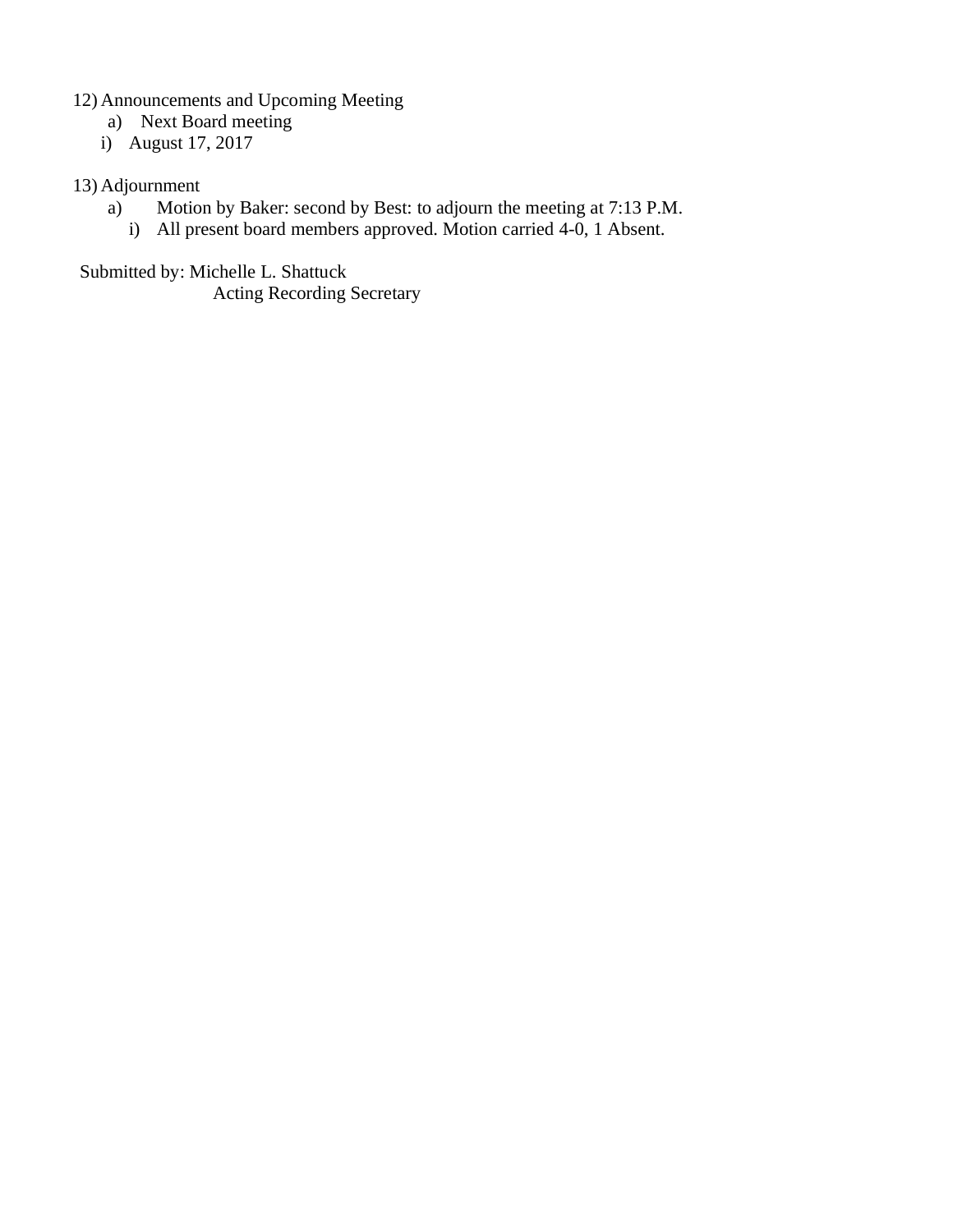12) Announcements and Upcoming Meeting
   a) Next Board meeting
      i) August 17, 2017

13) Adjournment
   a) Motion by Baker: second by Best: to adjourn the meeting at 7:13 P.M.
      i) All present board members approved. Motion carried 4-0, 1 Absent.

Submitted by: Michelle L. Shattuck
Acting Recording Secretary